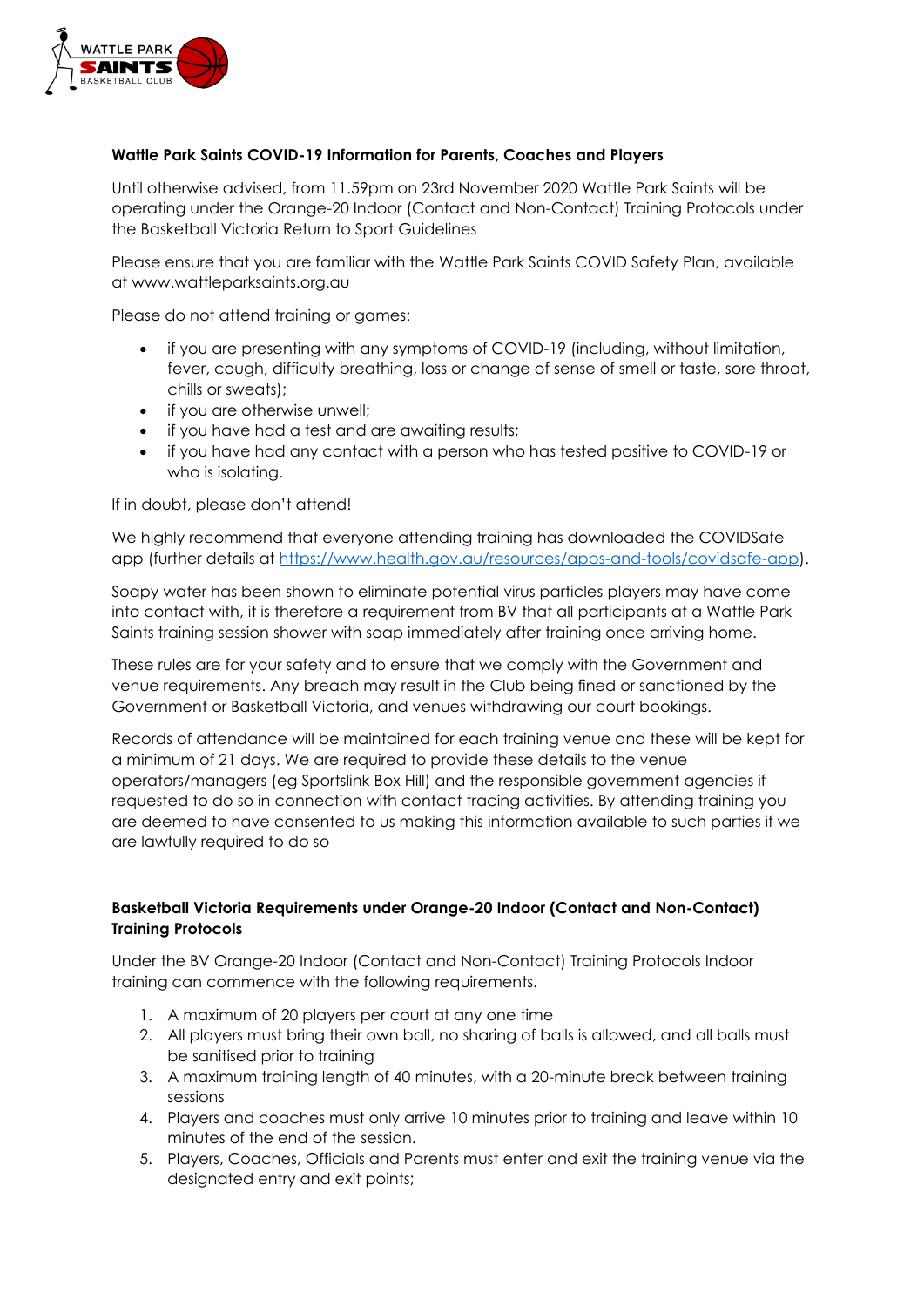## Wattle Park Saints COVID-19 Information for Parents, Coaches and Players

Until otherwise advised, from 11.59pm on 23rd November 2020 Wattle Park Saints will be operating under the Orange-20 Indoor (Contact and Non-Contact) Training Protocols under the Basketball Victoria Return to Sport Guidelines

Please ensure that you are familiar with the Wattle Park Saints COVID Safety Plan, available at www.wattleparksaints.org.au

Please do not attend training or games:

- if you are presenting with any symptoms of COVID-19 (including, without limitation, fever, cough, difficulty breathing, loss or change of sense of smell or taste, sore throat, chills or sweats);
- if you are otherwise unwell;
- if you have had a test and are awaiting results;
- if you have had any contact with a person who has tested positive to COVID-19 or who is isolating.

If in doubt, please don't attend!

We highly recommend that everyone attending training has downloaded the COVIDSafe app (further details at [https://www.health.gov.au/resources/apps-and-tools/covidsafe-app](https://www.health.gov.au/resources/apps-and-tools/covidsafe-app)).

Soapy water has been shown to eliminate potential virus particles players may have come into contact with, it is therefore a requirement from BV that all participants at a Wattle Park Saints training session shower with soap immediately after training once arriving home.

These rules are for your safety and to ensure that we comply with the Government and venue requirements. Any breach may result in the Club being fined or sanctioned by the Government or Basketball Victoria, and venues withdrawing our court bookings.

Records of attendance will be maintained for each training venue and these will be kept for a minimum of 21 days. We are required to provide these details to the venue operators/managers (eg Sportslink Box Hill) and the responsible government agencies if requested to do so in connection with contact tracing activities. By attending training you are deemed to have consented to us making this information available to such parties if we are lawfully required to do so

## Basketball Victoria Requirements under Orange-20 Indoor (Contact and Non-Contact) Training Protocols

Under the BV Orange-20 Indoor (Contact and Non-Contact) Training Protocols Indoor training can commence with the following requirements.

1. A maximum of 20 players per court at any one time
2. All players must bring their own ball, no sharing of balls is allowed, and all balls must be sanitised prior to training
3. A maximum training length of 40 minutes, with a 20-minute break between training sessions
4. Players and coaches must only arrive 10 minutes prior to training and leave within 10 minutes of the end of the session.
5. Players, Coaches, Officials and Parents must enter and exit the training venue via the designated entry and exit points;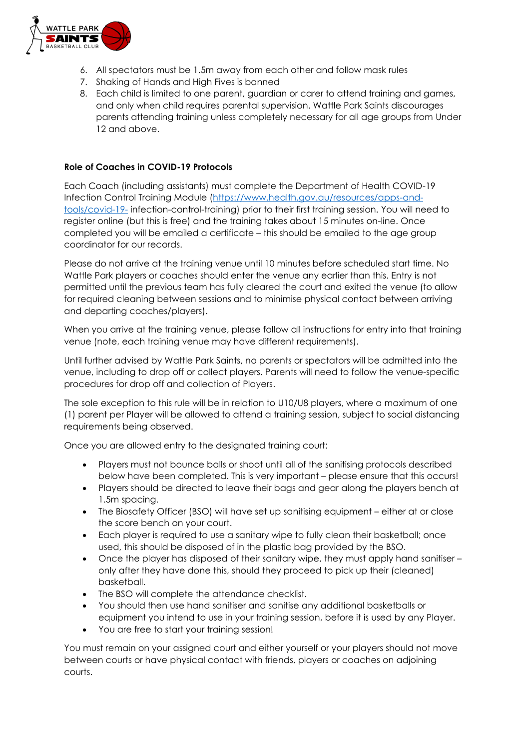6. All spectators must be 1.5m away from each other and follow mask rules
7. Shaking of Hands and High Fives is banned
8. Each child is limited to one parent, guardian or carer to attend training and games, and only when child requires parental supervision. Wattle Park Saints discourages parents attending training unless completely necessary for all age groups from Under 12 and above.

**Role of Coaches in COVID-19 Protocols**

Each Coach (including assistants) must complete the Department of Health COVID-19 Infection Control Training Module ([https://www.health.gov.au/resources/apps-and-tools/covid-19-](https://www.health.gov.au/resources/apps-and-tools/covid-19-) infection-control-training) prior to their first training session. You will need to register online (but this is free) and the training takes about 15 minutes on-line. Once completed you will be emailed a certificate – this should be emailed to the age group coordinator for our records.

Please do not arrive at the training venue until 10 minutes before scheduled start time. No Wattle Park players or coaches should enter the venue any earlier than this. Entry is not permitted until the previous team has fully cleared the court and exited the venue (to allow for required cleaning between sessions and to minimise physical contact between arriving and departing coaches/players).

When you arrive at the training venue, please follow all instructions for entry into that training venue (note, each training venue may have different requirements).

Until further advised by Wattle Park Saints, no parents or spectators will be admitted into the venue, including to drop off or collect players. Parents will need to follow the venue-specific procedures for drop off and collection of Players.

The sole exception to this rule will be in relation to U10/U8 players, where a maximum of one (1) parent per Player will be allowed to attend a training session, subject to social distancing requirements being observed.

Once you are allowed entry to the designated training court:

- Players must not bounce balls or shoot until all of the sanitising protocols described below have been completed. This is very important – please ensure that this occurs!
- Players should be directed to leave their bags and gear along the players bench at 1.5m spacing.
- The Biosafety Officer (BSO) will have set up sanitising equipment – either at or close the score bench on your court.
- Each player is required to use a sanitary wipe to fully clean their basketball; once used, this should be disposed of in the plastic bag provided by the BSO.
- Once the player has disposed of their sanitary wipe, they must apply hand sanitiser – only after they have done this, should they proceed to pick up their (cleaned) basketball.
- The BSO will complete the attendance checklist.
- You should then use hand sanitiser and sanitise any additional basketballs or equipment you intend to use in your training session, before it is used by any Player.
- You are free to start your training session!

You must remain on your assigned court and either yourself or your players should not move between courts or have physical contact with friends, players or coaches on adjoining courts.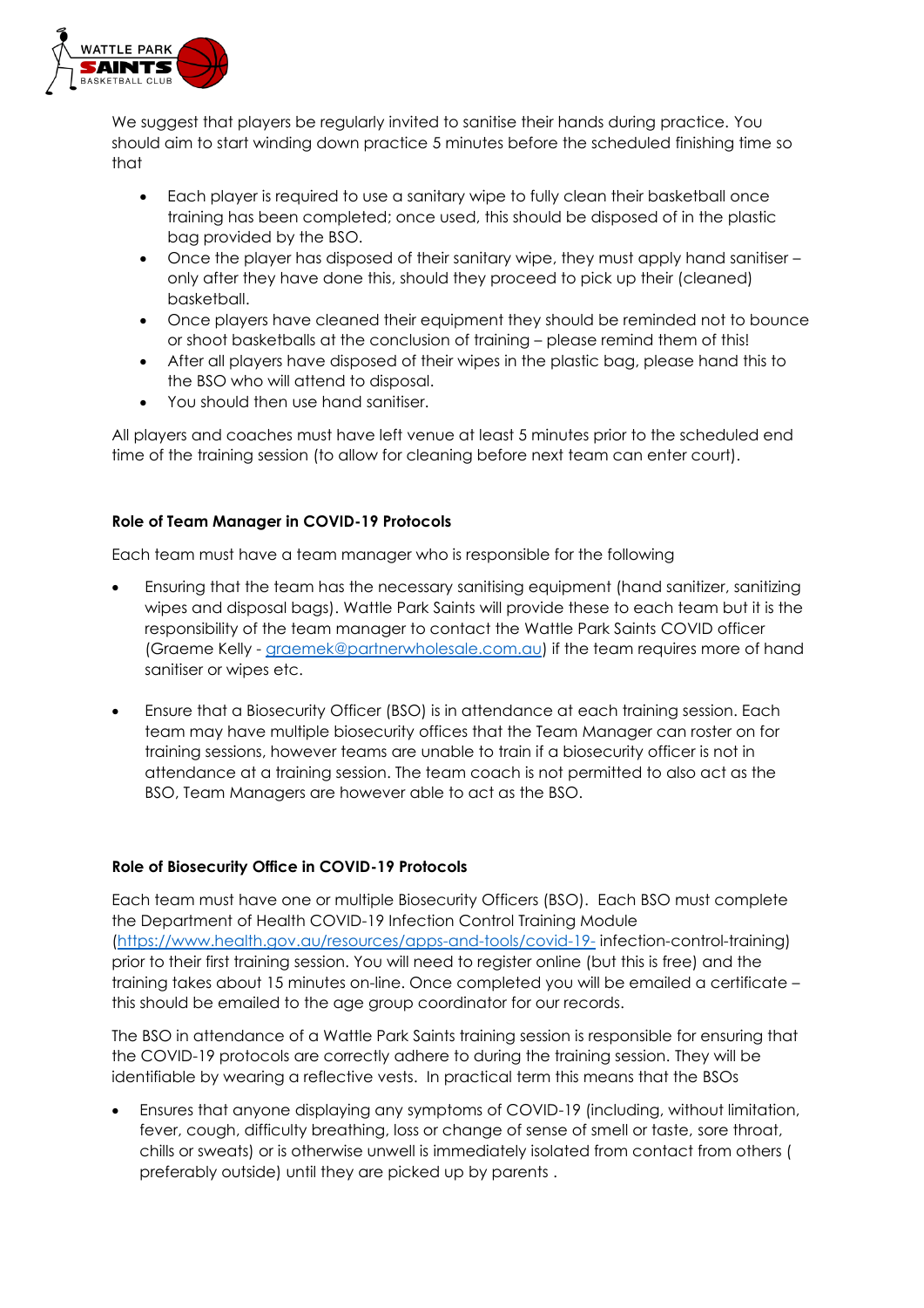We suggest that players be regularly invited to sanitise their hands during practice. You should aim to start winding down practice 5 minutes before the scheduled finishing time so that

- Each player is required to use a sanitary wipe to fully clean their basketball once training has been completed; once used, this should be disposed of in the plastic bag provided by the BSO.
- Once the player has disposed of their sanitary wipe, they must apply hand sanitiser – only after they have done this, should they proceed to pick up their (cleaned) basketball.
- Once players have cleaned their equipment they should be reminded not to bounce or shoot basketballs at the conclusion of training – please remind them of this!
- After all players have disposed of their wipes in the plastic bag, please hand this to the BSO who will attend to disposal.
- You should then use hand sanitiser.

All players and coaches must have left venue at least 5 minutes prior to the scheduled end time of the training session (to allow for cleaning before next team can enter court).

### Role of Team Manager in COVID-19 Protocols

Each team must have a team manager who is responsible for the following

- Ensuring that the team has the necessary sanitising equipment (hand sanitizer, sanitizing wipes and disposal bags). Wattle Park Saints will provide these to each team but it is the responsibility of the team manager to contact the Wattle Park Saints COVID officer (Graeme Kelly - graemek@partnerwholesale.com.au) if the team requires more of hand sanitiser or wipes etc.

- Ensure that a Biosecurity Officer (BSO) is in attendance at each training session. Each team may have multiple biosecurity offices that the Team Manager can roster on for training sessions, however teams are unable to train if a biosecurity officer is not in attendance at a training session. The team coach is not permitted to also act as the BSO, Team Managers are however able to act as the BSO.

### Role of Biosecurity Office in COVID-19 Protocols

Each team must have one or multiple Biosecurity Officers (BSO). Each BSO must complete the Department of Health COVID-19 Infection Control Training Module (https://www.health.gov.au/resources/apps-and-tools/covid-19- infection-control-training) prior to their first training session. You will need to register online (but this is free) and the training takes about 15 minutes on-line. Once completed you will be emailed a certificate – this should be emailed to the age group coordinator for our records.

The BSO in attendance of a Wattle Park Saints training session is responsible for ensuring that the COVID-19 protocols are correctly adhere to during the training session. They will be identifiable by wearing a reflective vests. In practical term this means that the BSOs

- Ensures that anyone displaying any symptoms of COVID-19 (including, without limitation, fever, cough, difficulty breathing, loss or change of sense of smell or taste, sore throat, chills or sweats) or is otherwise unwell is immediately isolated from contact from others ( preferably outside) until they are picked up by parents .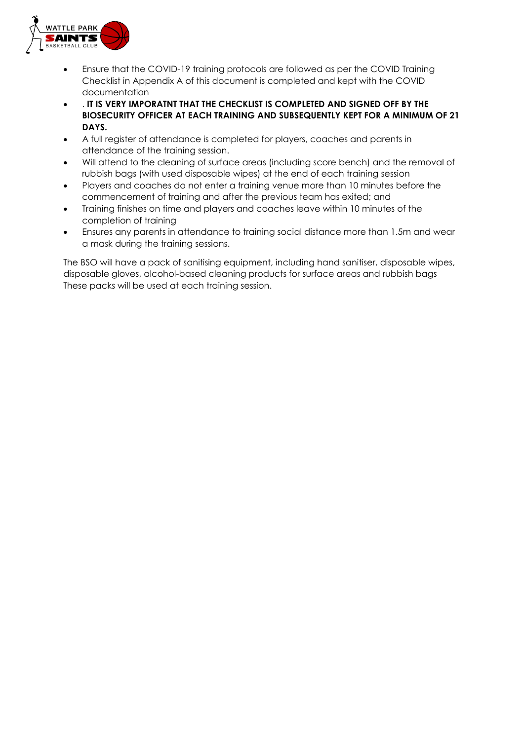- Ensure that the COVID-19 training protocols are followed as per the COVID Training Checklist in Appendix A of this document is completed and kept with the COVID documentation
- . **IT IS VERY IMPORATNT THAT THE CHECKLIST IS COMPLETED AND SIGNED OFF BY THE BIOSECURITY OFFICER AT EACH TRAINING AND SUBSEQUENTLY KEPT FOR A MINIMUM OF 21 DAYS.**
- A full register of attendance is completed for players, coaches and parents in attendance of the training session.
- Will attend to the cleaning of surface areas (including score bench) and the removal of rubbish bags (with used disposable wipes) at the end of each training session
- Players and coaches do not enter a training venue more than 10 minutes before the commencement of training and after the previous team has exited; and
- Training finishes on time and players and coaches leave within 10 minutes of the completion of training
- Ensures any parents in attendance to training social distance more than 1.5m and wear a mask during the training sessions.

The BSO will have a pack of sanitising equipment, including hand sanitiser, disposable wipes, disposable gloves, alcohol-based cleaning products for surface areas and rubbish bags These packs will be used at each training session.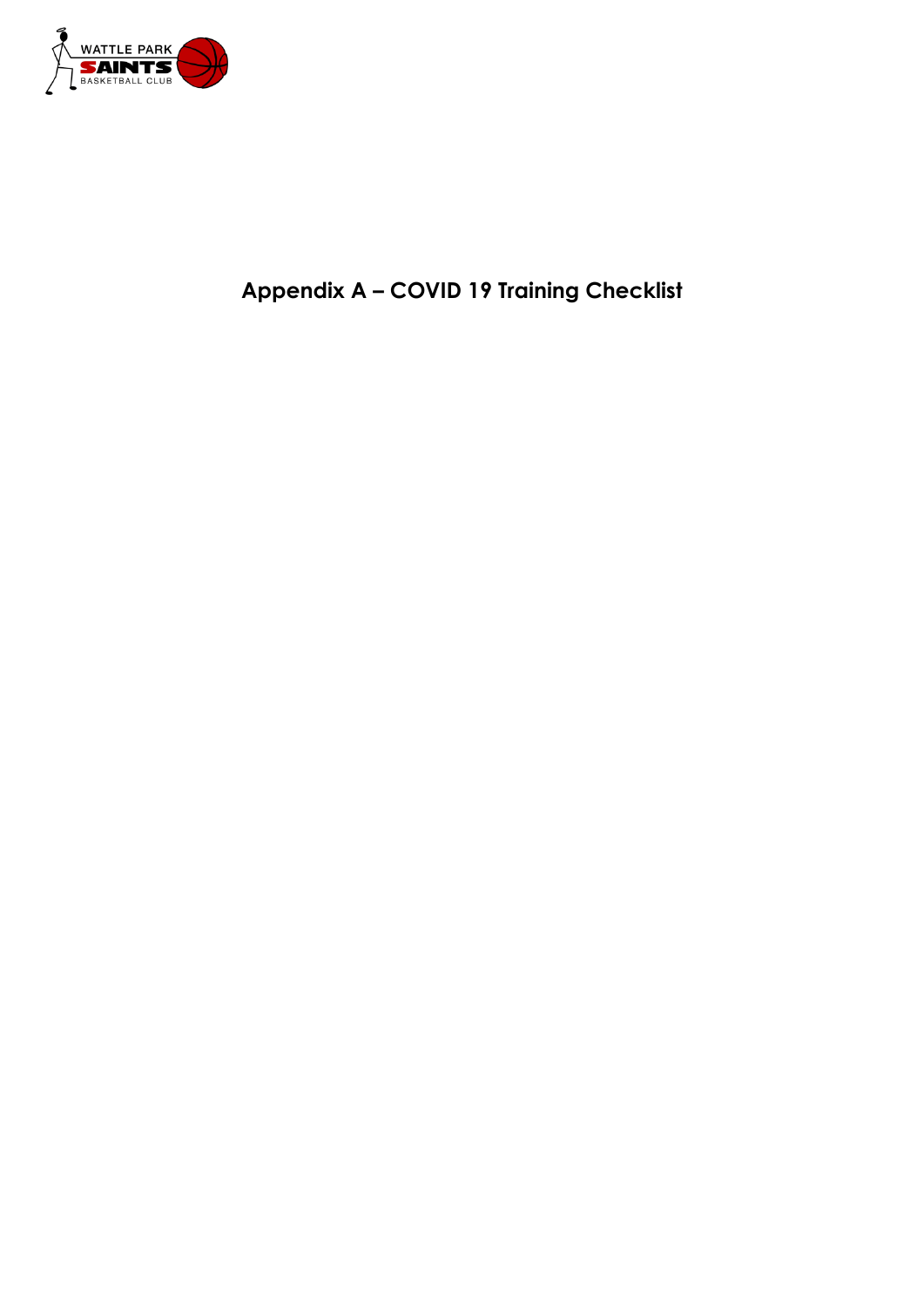# Appendix A – COVID 19 Training Checklist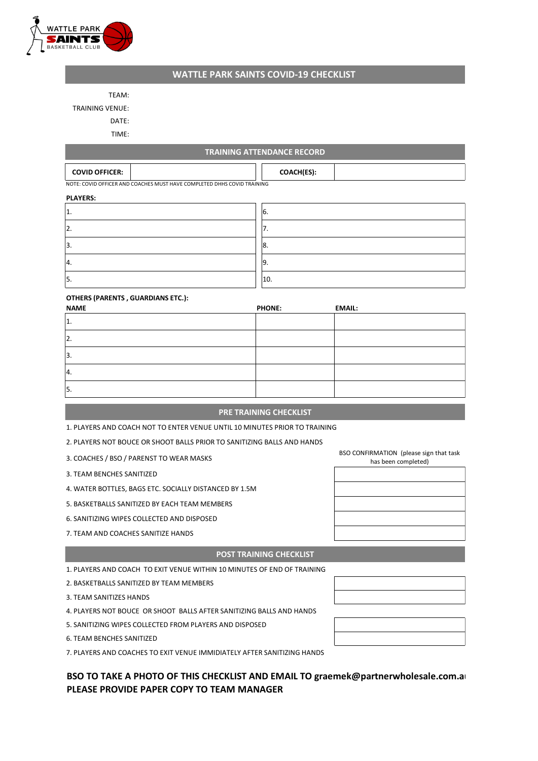WATTLE PARK SAINTS BASKETBALL CLUB

# WATTLE PARK SAINTS COVID-19 CHECKLIST

TEAM:

TRAINING VENUE:

DATE:

TIME:

## TRAINING ATTENDANCE RECORD

| | | | |
|---|---|---|---|
| **COVID OFFICER:** | | **COACH(ES):** | |

NOTE: COVID OFFICER AND COACHES MUST HAVE COMPLETED DHHS COVID TRAINING

**PLAYERS:**

| | |
|---|---|
| 1. | 6. |
| 2. | 7. |
| 3. | 8. |
| 4. | 9. |
| 5. | 10. |

**OTHERS (PARENTS , GUARDIANS ETC.):**

| NAME | PHONE: | EMAIL: |
|---|---|---|
| 1. | | |
| 2. | | |
| 3. | | |
| 4. | | |
| 5. | | |

## PRE TRAINING CHECKLIST

1. PLAYERS AND COACH NOT TO ENTER VENUE UNTIL 10 MINUTES PRIOR TO TRAINING
2. PLAYERS NOT BOUCE OR SHOOT BALLS PRIOR TO SANITIZING BALLS AND HANDS
3. COACHES / BSO / PARENST TO WEAR MASKS
3. TEAM BENCHES SANITIZED
4. WATER BOTTLES, BAGS ETC. SOCIALLY DISTANCED BY 1.5M
5. BASKETBALLS SANITIZED BY EACH TEAM MEMBERS
6. SANITIZING WIPES COLLECTED AND DISPOSED
7. TEAM AND COACHES SANITIZE HANDS

BSO CONFIRMATION (please sign that task has been completed)

## POST TRAINING CHECKLIST

1. PLAYERS AND COACH TO EXIT VENUE WITHIN 10 MINUTES OF END OF TRAINING
2. BASKETBALLS SANITIZED BY TEAM MEMBERS
3. TEAM SANITIZES HANDS
4. PLAYERS NOT BOUCE OR SHOOT BALLS AFTER SANITIZING BALLS AND HANDS
5. SANITIZING WIPES COLLECTED FROM PLAYERS AND DISPOSED
6. TEAM BENCHES SANITIZED
7. PLAYERS AND COACHES TO EXIT VENUE IMMIDIATELY AFTER SANITIZING HANDS

**BSO TO TAKE A PHOTO OF THIS CHECKLIST AND EMAIL TO graemek@partnerwholesale.com.au**
**PLEASE PROVIDE PAPER COPY TO TEAM MANAGER**